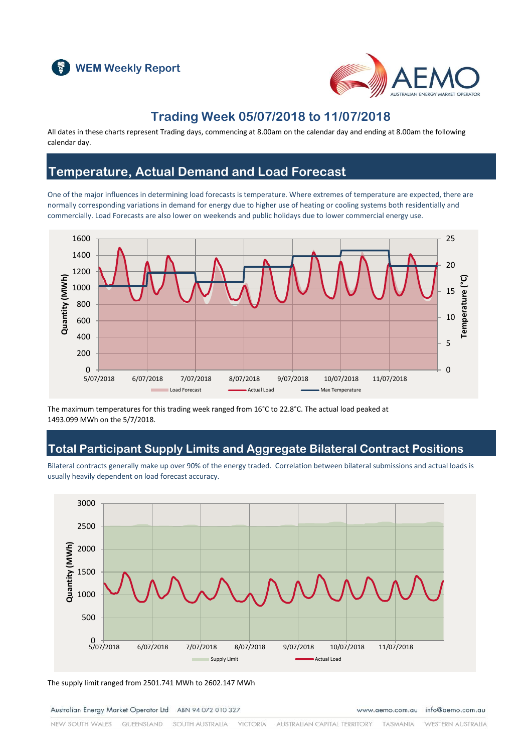# WEM Weekly Report

## Trading Week 05/07/2018 to 11/07/2018

All dates in these charts represent Trading days, commencing at 8.00am on the calendar day and ending at 8.00am the following calendar day.

## Temperature, Actual Demand and Load Forecast

One of the major influences in determining load forecasts is temperature. Where extremes of temperature are expected, there are normally corresponding variations in demand for energy due to higher use of heating or cooling systems both residentially and commercially. Load Forecasts are also lower on weekends and public holidays due to lower commercial energy use.

The maximum temperatures for this trading week ranged from 16°C to 22.8°C. The actual load peaked at 1493.099 MWh on the 5/7/2018.

## Total Participant Supply Limits and Aggregate Bilateral Contract Positions

Bilateral contracts generally make up over 90% of the energy traded. Correlation between bilateral submissions and actual loads is usually heavily dependent on load forecast accuracy.

The supply limit ranged from 2501.741 MWh to 2602.147 MWh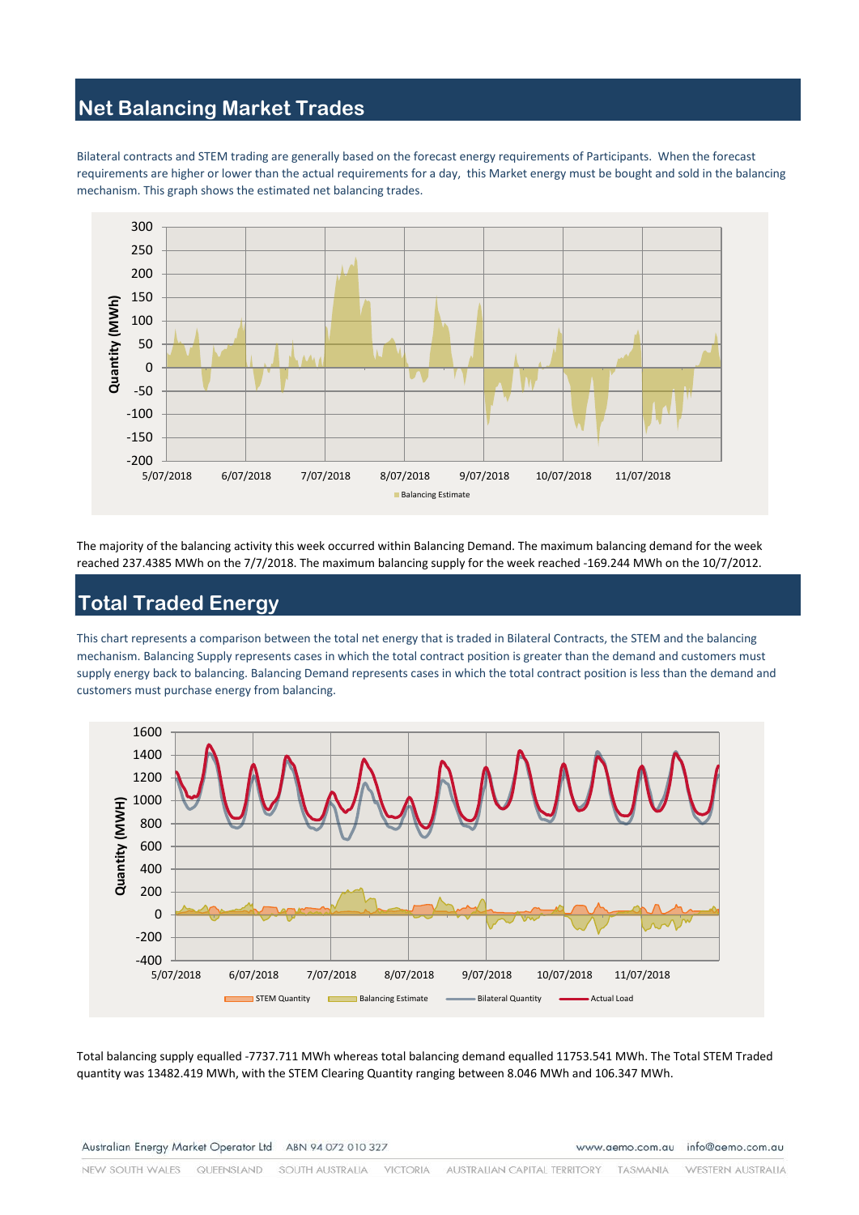## Net Balancing Market Trades

Bilateral contracts and STEM trading are generally based on the forecast energy requirements of Participants. When the forecast requirements are higher or lower than the actual requirements for a day, this Market energy must be bought and sold in the balancing mechanism. This graph shows the estimated net balancing trades.

The majority of the balancing activity this week occurred within Balancing Demand. The maximum balancing demand for the week reached 237.4385 MWh on the 7/7/2018. The maximum balancing supply for the week reached -169.244 MWh on the 10/7/2012.

## Total Traded Energy

This chart represents a comparison between the total net energy that is traded in Bilateral Contracts, the STEM and the balancing mechanism. Balancing Supply represents cases in which the total contract position is greater than the demand and customers must supply energy back to balancing. Balancing Demand represents cases in which the total contract position is less than the demand and customers must purchase energy from balancing.

Total balancing supply equalled -7737.711 MWh whereas total balancing demand equalled 11753.541 MWh. The Total STEM Traded quantity was 13482.419 MWh, with the STEM Clearing Quantity ranging between 8.046 MWh and 106.347 MWh.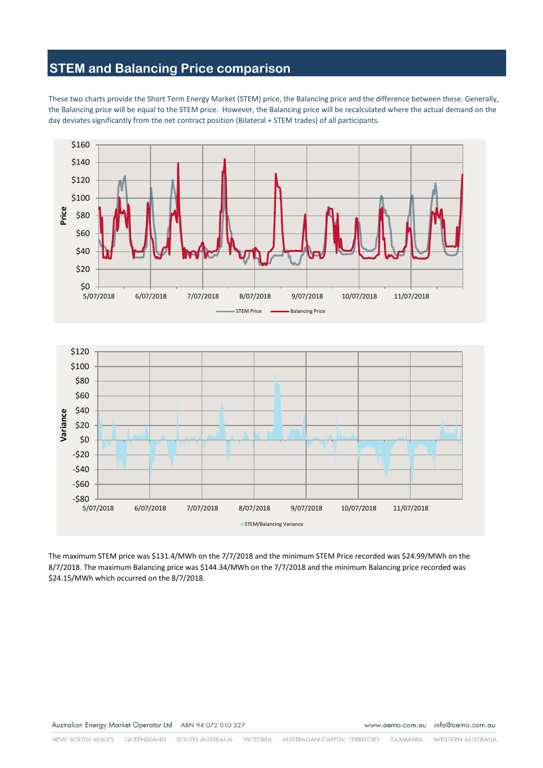# STEM and Balancing Price comparison

These two charts provide the Short Term Energy Market (STEM) price, the Balancing price and the difference between these. Generally, the Balancing price will be equal to the STEM price. However, the Balancing price will be recalculated where the actual demand on the day deviates significantly from the net contract position (Bilateral + STEM trades) of all participants.

Price

$160
$140
$120
$100
$80
$60
$40
$20
$0

5/07/2018 6/07/2018 7/07/2018 8/07/2018 9/07/2018 10/07/2018 11/07/2018

STEM Price
Balancing Price

Variance

$120
$100
$80
$60
$40
$20
$0
-$20
-$40
-$60
-$80

5/07/2018 6/07/2018 7/07/2018 8/07/2018 9/07/2018 10/07/2018 11/07/2018

STEM/Balancing Variance

The maximum STEM price was $131.4/MWh on the 7/7/2018 and the minimum STEM Price recorded was $24.99/MWh on the 8/7/2018. The maximum Balancing price was $144.34/MWh on the 7/7/2018 and the minimum Balancing price recorded was $24.15/MWh which occurred on the 8/7/2018.